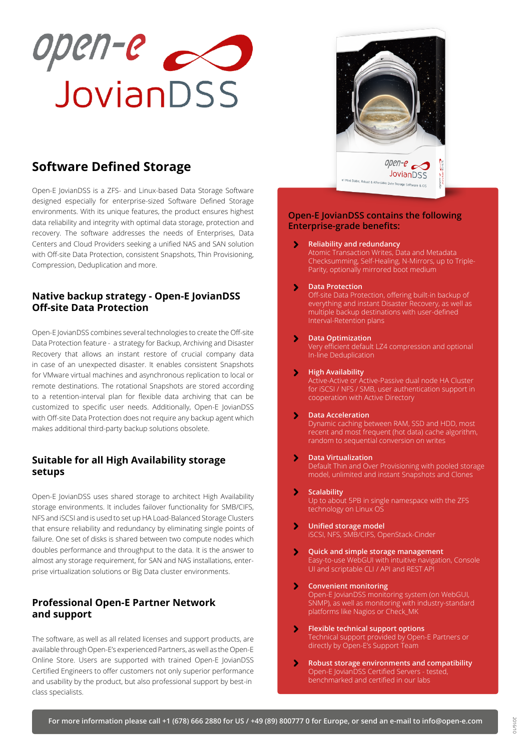# open-e JovianDSS

## Software Defined Storage

Open-E JovianDSS is a ZFS- and Linux-based Data Storage Software designed especially for enterprise-sized Software Defined Storage environments. With its unique features, the product ensures highest data reliability and integrity with optimal data storage, protection and recovery. The software addresses the needs of Enterprises, Data Centers and Cloud Providers seeking a unified NAS and SAN solution with Off-site Data Protection, consistent Snapshots, Thin Provisioning, Compression, Deduplication and more.

## Native backup strategy - Open-E JovianDSS Off-site Data Protection

Open-E JovianDSS combines several technologies to create the Off-site Data Protection feature - a strategy for Backup, Archiving and Disaster Recovery that allows an instant restore of crucial company data in case of an unexpected disaster. It enables consistent Snapshots for VMware virtual machines and asynchronous replication to local or remote destinations. The rotational Snapshots are stored according to a retention-interval plan for flexible data archiving that can be customized to specific user needs. Additionally, Open-E JovianDSS with Off-site Data Protection does not require any backup agent which makes additional third-party backup solutions obsolete.

## Suitable for all High Availability storage setups

Open-E JovianDSS uses shared storage to architect High Availability storage environments. It includes failover functionality for SMB/CIFS, NFS and iSCSI and is used to set up HA Load-Balanced Storage Clusters that ensure reliability and redundancy by eliminating single points of failure. One set of disks is shared between two compute nodes which doubles performance and throughput to the data. It is the answer to almost any storage requirement, for SAN and NAS installations, enterprise virtualization solutions or Big Data cluster environments.

## Professional Open-E Partner Network and support

The software, as well as all related licenses and support products, are available through Open-E's experienced Partners, as well as the Open-E Online Store. Users are supported with trained Open-E JovianDSS Certified Engineers to offer customers not only superior performance and usability by the product, but also professional support by best-in class specialists.

## Open-E JovianDSS contains the following Enterprise-grade benefits:

- **Reliability and redundancy**
  Atomic Transaction Writes, Data and Metadata Checksumming, Self-Healing, N-Mirrors, up to Triple-Parity, optionally mirrored boot medium
- **Data Protection**
  Off-site Data Protection, offering built-in backup of everything and instant Disaster Recovery, as well as multiple backup destinations with user-defined Interval-Retention plans
- **Data Optimization**
  Very efficient default LZ4 compression and optional In-line Deduplication
- **High Availability**
  Active-Active or Active-Passive dual node HA Cluster for iSCSI / NFS / SMB, user authentication support in cooperation with Active Directory
- **Data Acceleration**
  Dynamic caching between RAM, SSD and HDD, most recent and most frequent (hot data) cache algorithm, random to sequential conversion on writes
- **Data Virtualization**
  Default Thin and Over Provisioning with pooled storage model, unlimited and instant Snapshots and Clones
- **Scalability**
  Up to about 5PB in single namespace with the ZFS technology on Linux OS
- **Unified storage model**
  iSCSI, NFS, SMB/CIFS, OpenStack-Cinder
- **Quick and simple storage management**
  Easy-to-use WebGUI with intuitive navigation, Console UI and scriptable CLI / API and REST API
- **Convenient monitoring**
  Open-E JovianDSS monitoring system (on WebGUI, SNMP), as well as monitoring with industry-standard platforms like Nagios or Check_MK
- **Flexible technical support options**
  Technical support provided by Open-E Partners or directly by Open-E's Support Team
- **Robust storage environments and compatibility**
  Open-E JovianDSS Certified Servers - tested, benchmarked and certified in our labs

**For more information please call +1 (678) 666 2880 for US / +49 (89) 800777 0 for Europe, or send an e-mail to info@open-e.com**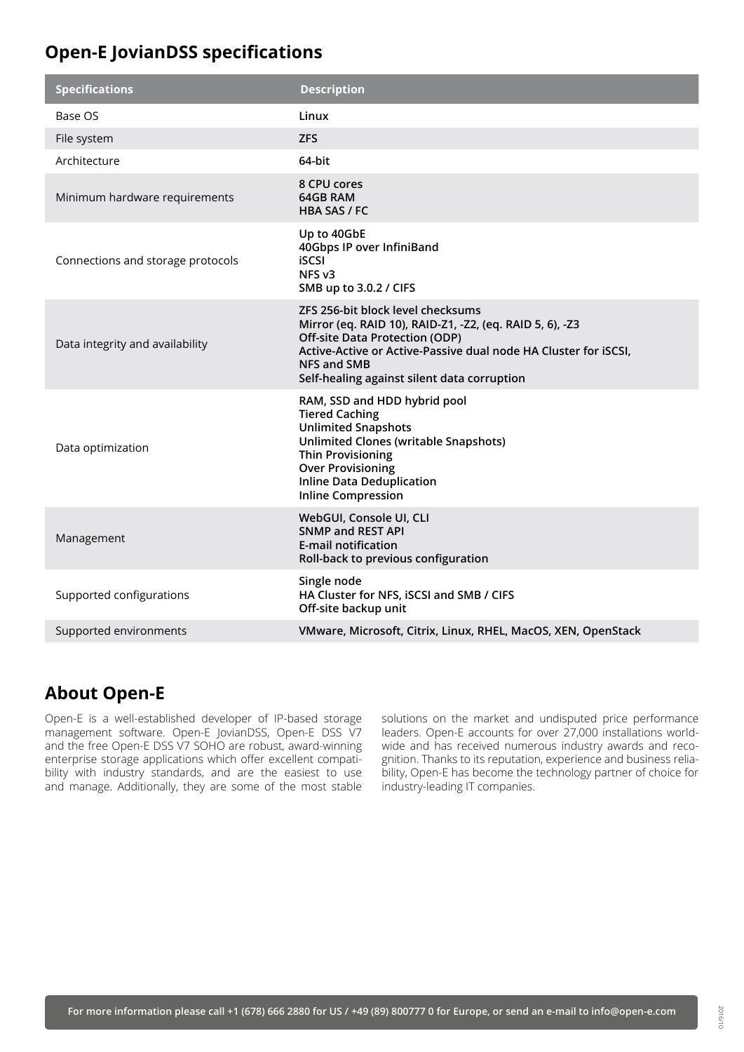## Open-E JovianDSS specifications

| Specifications | Description |
|---|---|
| Base OS | **Linux** |
| File system | **ZFS** |
| Architecture | **64-bit** |
| Minimum hardware requirements | **8 CPU cores**<br>**64GB RAM**<br>**HBA SAS / FC** |
| Connections and storage protocols | **Up to 40GbE**<br>**40Gbps IP over InfiniBand**<br>**iSCSI**<br>**NFS v3**<br>**SMB up to 3.0.2 / CIFS** |
| Data integrity and availability | **ZFS 256-bit block level checksums**<br>**Mirror (eq. RAID 10), RAID-Z1, -Z2, (eq. RAID 5, 6), -Z3**<br>**Off-site Data Protection (ODP)**<br>**Active-Active or Active-Passive dual node HA Cluster for iSCSI, NFS and SMB**<br>**Self-healing against silent data corruption** |
| Data optimization | **RAM, SSD and HDD hybrid pool**<br>**Tiered Caching**<br>**Unlimited Snapshots**<br>**Unlimited Clones (writable Snapshots)**<br>**Thin Provisioning**<br>**Over Provisioning**<br>**Inline Data Deduplication**<br>**Inline Compression** |
| Management | **WebGUI, Console UI, CLI**<br>**SNMP and REST API**<br>**E-mail notification**<br>**Roll-back to previous configuration** |
| Supported configurations | **Single node**<br>**HA Cluster for NFS, iSCSI and SMB / CIFS**<br>**Off-site backup unit** |
| Supported environments | **VMware, Microsoft, Citrix, Linux, RHEL, MacOS, XEN, OpenStack** |

## About Open-E

Open-E is a well-established developer of IP-based storage management software. Open-E JovianDSS, Open-E DSS V7 and the free Open-E DSS V7 SOHO are robust, award-winning enterprise storage applications which offer excellent compatibility with industry standards, and are the easiest to use and manage. Additionally, they are some of the most stable solutions on the market and undisputed price performance leaders. Open-E accounts for over 27,000 installations worldwide and has received numerous industry awards and recognition. Thanks to its reputation, experience and business reliability, Open-E has become the technology partner of choice for industry-leading IT companies.

**For more information please call +1 (678) 666 2880 for US / +49 (89) 800777 0 for Europe, or send an e-mail to info@open-e.com**

2016/10